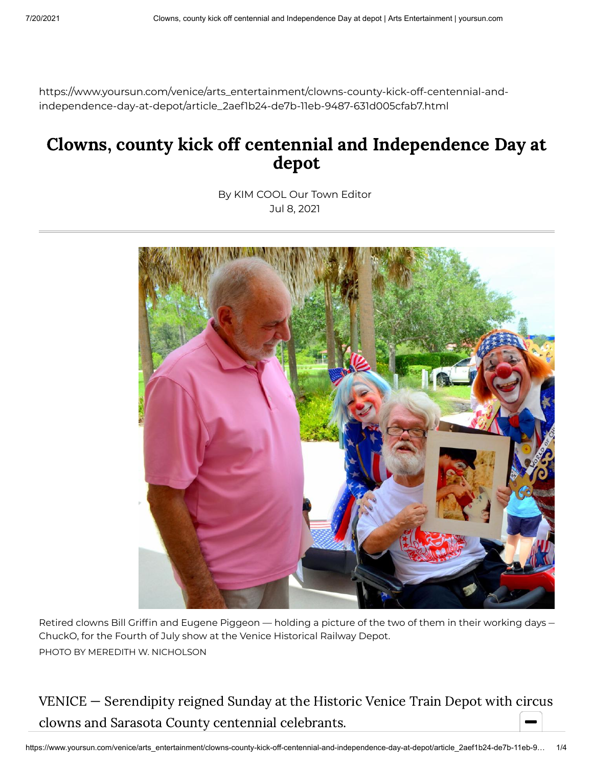https://www.yoursun.com/venice/arts_entertainment/clowns-county-kick-off-centennial-and-independence-day-at-depot/article_2aef1b24-de7b-11eb-9487-631d005cfab7.html

# Clowns, county kick off centennial and Independence Day at depot

By KIM COOL Our Town Editor
Jul 8, 2021

Retired clowns Bill Griffin and Eugene Piggeon — holding a picture of the two of them in their working days – ChuckO, for the Fourth of July show at the Venice Historical Railway Depot.

PHOTO BY MEREDITH W. NICHOLSON

VENICE — Serendipity reigned Sunday at the Historic Venice Train Depot with circus clowns and Sarasota County centennial celebrants.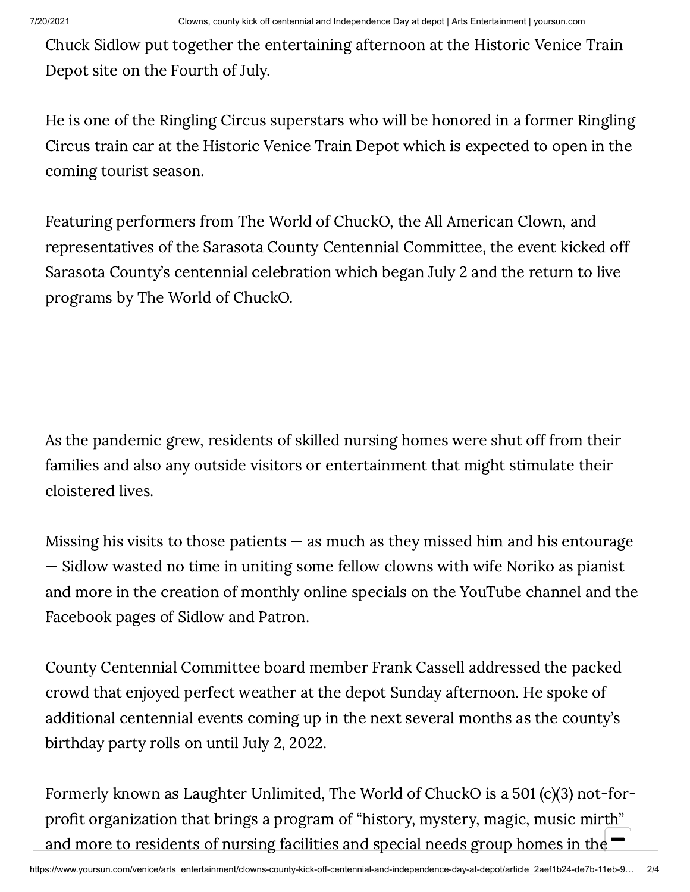Chuck Sidlow put together the entertaining afternoon at the Historic Venice Train Depot site on the Fourth of July.

He is one of the Ringling Circus superstars who will be honored in a former Ringling Circus train car at the Historic Venice Train Depot which is expected to open in the coming tourist season.

Featuring performers from The World of ChuckO, the All American Clown, and representatives of the Sarasota County Centennial Committee, the event kicked off Sarasota County's centennial celebration which began July 2 and the return to live programs by The World of ChuckO.

As the pandemic grew, residents of skilled nursing homes were shut off from their families and also any outside visitors or entertainment that might stimulate their cloistered lives.

Missing his visits to those patients — as much as they missed him and his entourage — Sidlow wasted no time in uniting some fellow clowns with wife Noriko as pianist and more in the creation of monthly online specials on the YouTube channel and the Facebook pages of Sidlow and Patron.

County Centennial Committee board member Frank Cassell addressed the packed crowd that enjoyed perfect weather at the depot Sunday afternoon. He spoke of additional centennial events coming up in the next several months as the county's birthday party rolls on until July 2, 2022.

Formerly known as Laughter Unlimited, The World of ChuckO is a 501 (c)(3) not-for-profit organization that brings a program of "history, mystery, magic, music mirth" and more to residents of nursing facilities and special needs group homes in the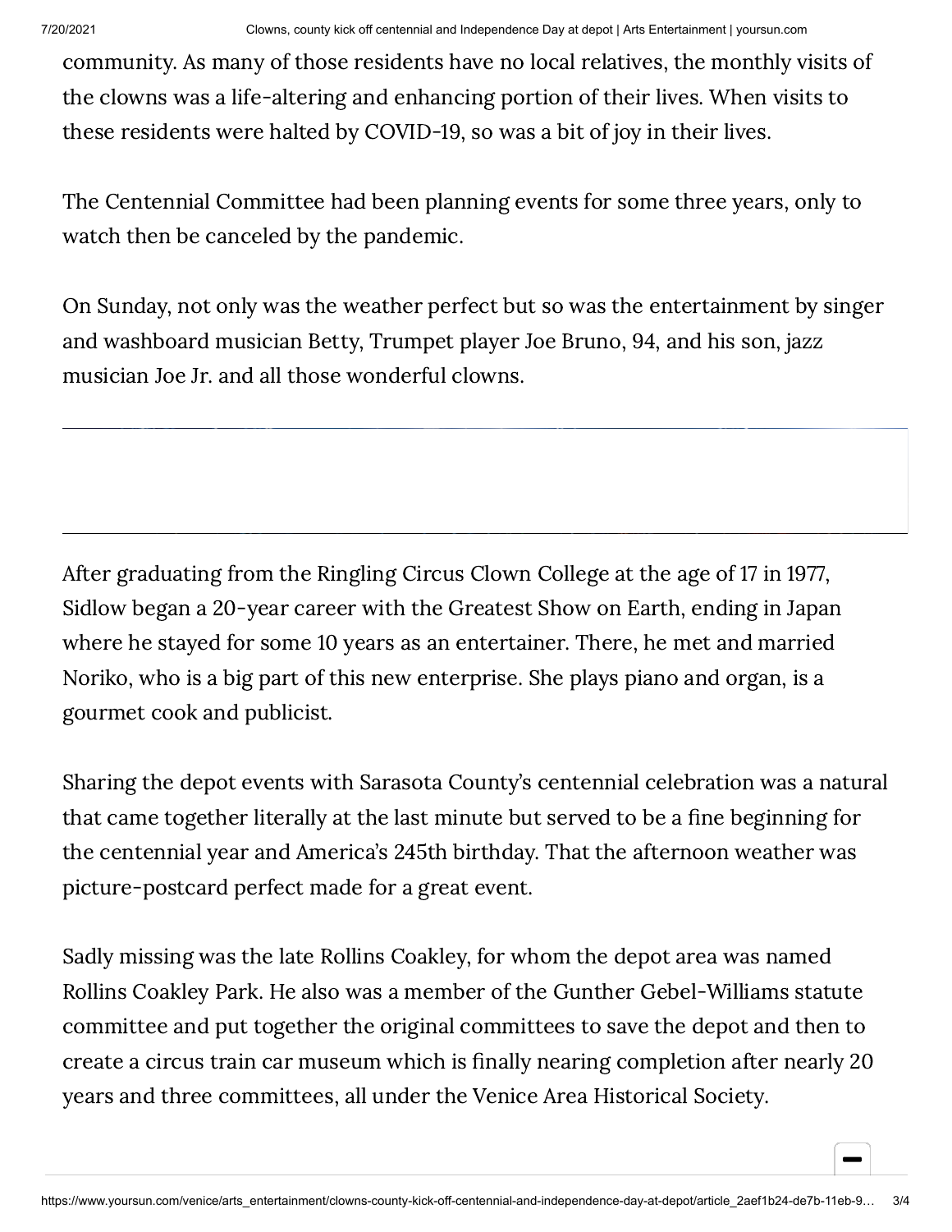community. As many of those residents have no local relatives, the monthly visits of the clowns was a life-altering and enhancing portion of their lives. When visits to these residents were halted by COVID-19, so was a bit of joy in their lives.

The Centennial Committee had been planning events for some three years, only to watch then be canceled by the pandemic.

On Sunday, not only was the weather perfect but so was the entertainment by singer and washboard musician Betty, Trumpet player Joe Bruno, 94, and his son, jazz musician Joe Jr. and all those wonderful clowns.

After graduating from the Ringling Circus Clown College at the age of 17 in 1977, Sidlow began a 20-year career with the Greatest Show on Earth, ending in Japan where he stayed for some 10 years as an entertainer. There, he met and married Noriko, who is a big part of this new enterprise. She plays piano and organ, is a gourmet cook and publicist.

Sharing the depot events with Sarasota County's centennial celebration was a natural that came together literally at the last minute but served to be a fine beginning for the centennial year and America's 245th birthday. That the afternoon weather was picture-postcard perfect made for a great event.

Sadly missing was the late Rollins Coakley, for whom the depot area was named Rollins Coakley Park. He also was a member of the Gunther Gebel-Williams statute committee and put together the original committees to save the depot and then to create a circus train car museum which is finally nearing completion after nearly 20 years and three committees, all under the Venice Area Historical Society.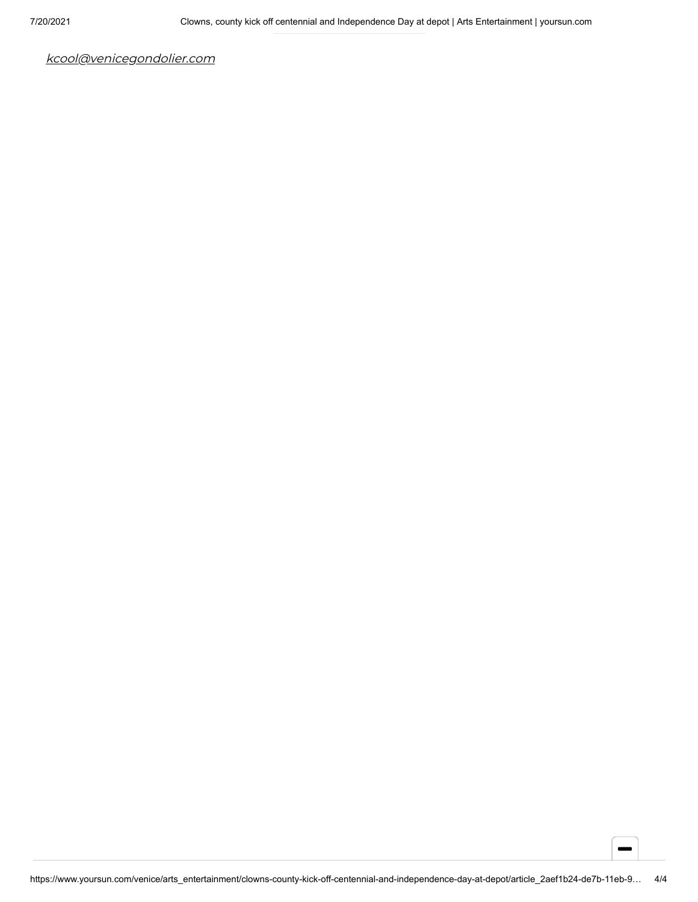[kcool@venicegondolier.com](mailto:kcool@venicegondolier.com)